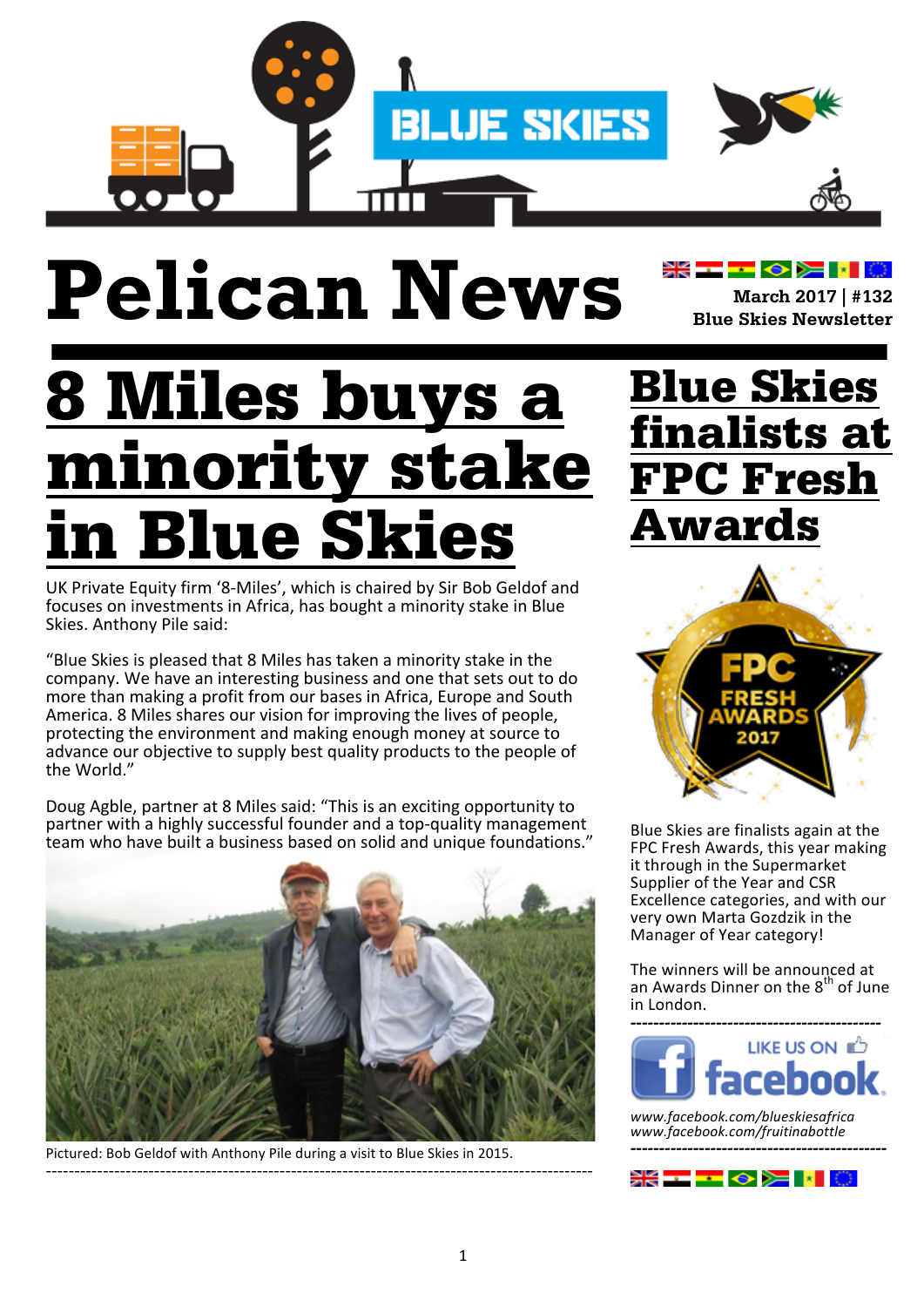# Pelican News

**March 2017 | #132**
**Blue Skies Newsletter**

## 8 Miles buys a minority stake in Blue Skies

UK Private Equity firm '8-Miles', which is chaired by Sir Bob Geldof and focuses on investments in Africa, has bought a minority stake in Blue Skies. Anthony Pile said:

"Blue Skies is pleased that 8 Miles has taken a minority stake in the company. We have an interesting business and one that sets out to do more than making a profit from our bases in Africa, Europe and South America. 8 Miles shares our vision for improving the lives of people, protecting the environment and making enough money at source to advance our objective to supply best quality products to the people of the World."

Doug Agble, partner at 8 Miles said: "This is an exciting opportunity to partner with a highly successful founder and a top-quality management team who have built a business based on solid and unique foundations."

Pictured: Bob Geldof with Anthony Pile during a visit to Blue Skies in 2015.

---

## Blue Skies finalists at FPC Fresh Awards

Blue Skies are finalists again at the FPC Fresh Awards, this year making it through in the Supermarket Supplier of the Year and CSR Excellence categories, and with our very own Marta Gozdzik in the Manager of Year category!

The winners will be announced at an Awards Dinner on the 8th of June in London.

---

LIKE US ON facebook

*www.facebook.com/blueskiesafrica*
*www.facebook.com/fruitinabottle*

---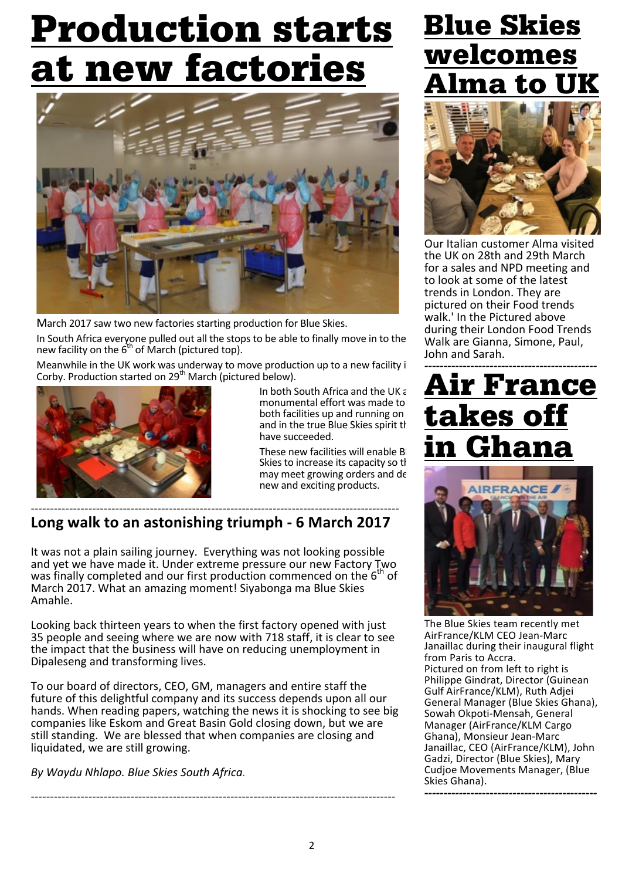# Production starts at new factories

March 2017 saw two new factories starting production for Blue Skies.

In South Africa everyone pulled out all the stops to be able to finally move in to the new facility on the 6th of March (pictured top).

Meanwhile in the UK work was underway to move production up to a new facility i Corby. Production started on 29th March (pictured below).

In both South Africa and the UK a monumental effort was made to both facilities up and running on and in the true Blue Skies spirit th have succeeded.

These new facilities will enable Bl Skies to increase its capacity so th may meet growing orders and de new and exciting products.

---

## Long walk to an astonishing triumph - 6 March 2017

It was not a plain sailing journey. Everything was not looking possible and yet we have made it. Under extreme pressure our new Factory Two was finally completed and our first production commenced on the 6th of March 2017. What an amazing moment! Siyabonga ma Blue Skies Amahle.

Looking back thirteen years to when the first factory opened with just 35 people and seeing where we are now with 718 staff, it is clear to see the impact that the business will have on reducing unemployment in Dipaleseng and transforming lives.

To our board of directors, CEO, GM, managers and entire staff the future of this delightful company and its success depends upon all our hands. When reading papers, watching the news it is shocking to see big companies like Eskom and Great Basin Gold closing down, but we are still standing. We are blessed that when companies are closing and liquidated, we are still growing.

*By Waydu Nhlapo. Blue Skies South Africa.*

---

# Blue Skies welcomes Alma to UK

Our Italian customer Alma visited the UK on 28th and 29th March for a sales and NPD meeting and to look at some of the latest trends in London. They are pictured on their Food trends walk.' In the Pictured above during their London Food Trends Walk are Gianna, Simone, Paul, John and Sarah.

---

# Air France takes off in Ghana

The Blue Skies team recently met AirFrance/KLM CEO Jean-Marc Janaillac during their inaugural flight from Paris to Accra.
Pictured on from left to right is Philippe Gindrat, Director (Guinean Gulf AirFrance/KLM), Ruth Adjei General Manager (Blue Skies Ghana), Sowah Okpoti-Mensah, General Manager (AirFrance/KLM Cargo Ghana), Monsieur Jean-Marc Janaillac, CEO (AirFrance/KLM), John Gadzi, Director (Blue Skies), Mary Cudjoe Movements Manager, (Blue Skies Ghana).

---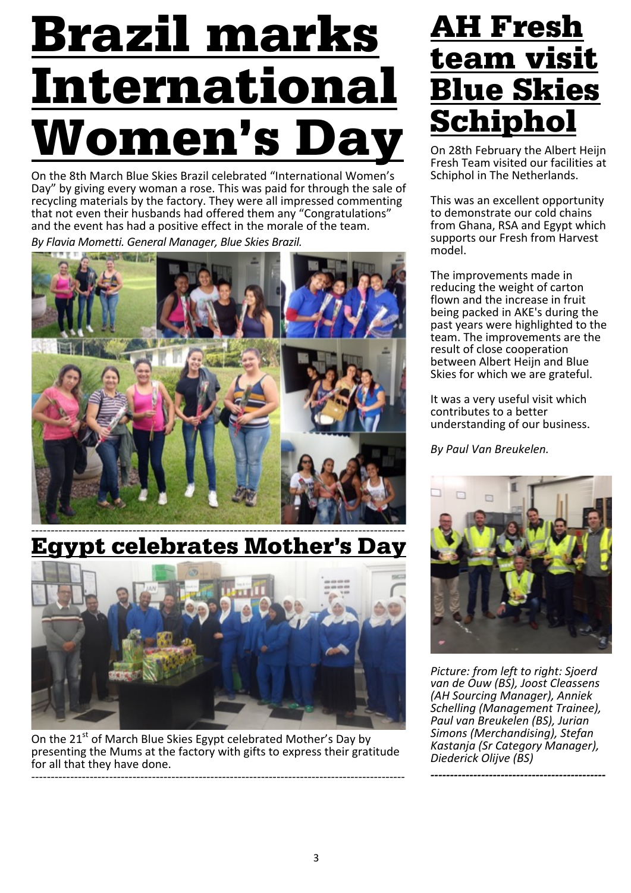# Brazil marks International Women's Day

On the 8th March Blue Skies Brazil celebrated "International Women's Day" by giving every woman a rose. This was paid for through the sale of recycling materials by the factory. They were all impressed commenting that not even their husbands had offered them any "Congratulations" and the event has had a positive effect in the morale of the team.

*By Flavia Mometti. General Manager, Blue Skies Brazil.*

---

# Egypt celebrates Mother's Day

On the 21st of March Blue Skies Egypt celebrated Mother's Day by presenting the Mums at the factory with gifts to express their gratitude for all that they have done.

---

# AH Fresh team visit Blue Skies Schiphol

On 28th February the Albert Heijn Fresh Team visited our facilities at Schiphol in The Netherlands.

This was an excellent opportunity to demonstrate our cold chains from Ghana, RSA and Egypt which supports our Fresh from Harvest model.

The improvements made in reducing the weight of carton flown and the increase in fruit being packed in AKE's during the past years were highlighted to the team. The improvements are the result of close cooperation between Albert Heijn and Blue Skies for which we are grateful.

It was a very useful visit which contributes to a better understanding of our business.

*By Paul Van Breukelen.*

*Picture: from left to right: Sjoerd van de Ouw (BS), Joost Cleassens (AH Sourcing Manager), Anniek Schelling (Management Trainee), Paul van Breukelen (BS), Jurian Simons (Merchandising), Stefan Kastanja (Sr Category Manager), Diederick Olijve (BS)*

---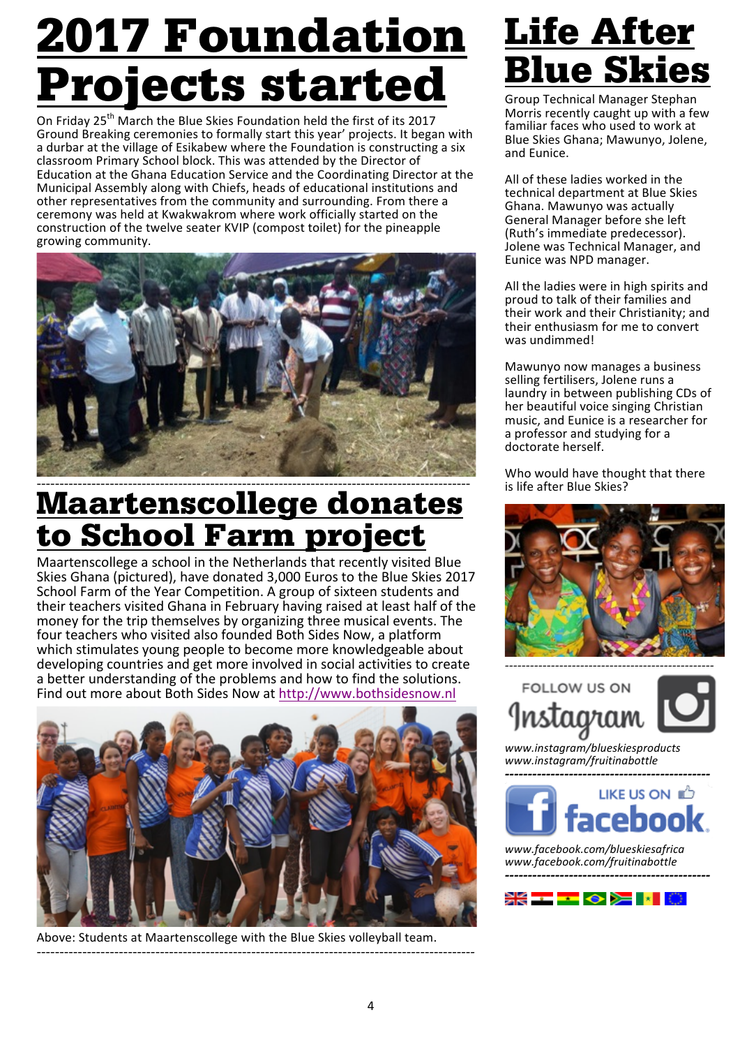# 2017 Foundation Projects started

On Friday 25th March the Blue Skies Foundation held the first of its 2017 Ground Breaking ceremonies to formally start this year' projects. It began with a durbar at the village of Esikabew where the Foundation is constructing a six classroom Primary School block. This was attended by the Director of Education at the Ghana Education Service and the Coordinating Director at the Municipal Assembly along with Chiefs, heads of educational institutions and other representatives from the community and surrounding. From there a ceremony was held at Kwakwakrom where work officially started on the construction of the twelve seater KVIP (compost toilet) for the pineapple growing community.

---

# Maartenscollege donates to School Farm project

Maartenscollege a school in the Netherlands that recently visited Blue Skies Ghana (pictured), have donated 3,000 Euros to the Blue Skies 2017 School Farm of the Year Competition. A group of sixteen students and their teachers visited Ghana in February having raised at least half of the money for the trip themselves by organizing three musical events. The four teachers who visited also founded Both Sides Now, a platform which stimulates young people to become more knowledgeable about developing countries and get more involved in social activities to create a better understanding of the problems and how to find the solutions. Find out more about Both Sides Now at http://www.bothsidesnow.nl

Above: Students at Maartenscollege with the Blue Skies volleyball team.

---

# Life After Blue Skies

Group Technical Manager Stephan Morris recently caught up with a few familiar faces who used to work at Blue Skies Ghana; Mawunyo, Jolene, and Eunice.

All of these ladies worked in the technical department at Blue Skies Ghana. Mawunyo was actually General Manager before she left (Ruth's immediate predecessor). Jolene was Technical Manager, and Eunice was NPD manager.

All the ladies were in high spirits and proud to talk of their families and their work and their Christianity; and their enthusiasm for me to convert was undimmed!

Mawunyo now manages a business selling fertilisers, Jolene runs a laundry in between publishing CDs of her beautiful voice singing Christian music, and Eunice is a researcher for a professor and studying for a doctorate herself.

Who would have thought that there is life after Blue Skies?

---

FOLLOW US ON Instagram

*www.instagram/blueskiesproducts*
*www.instagram/fruitinabottle*

---

LIKE US ON facebook

*www.facebook.com/blueskiesafrica*
*www.facebook.com/fruitinabottle*

---